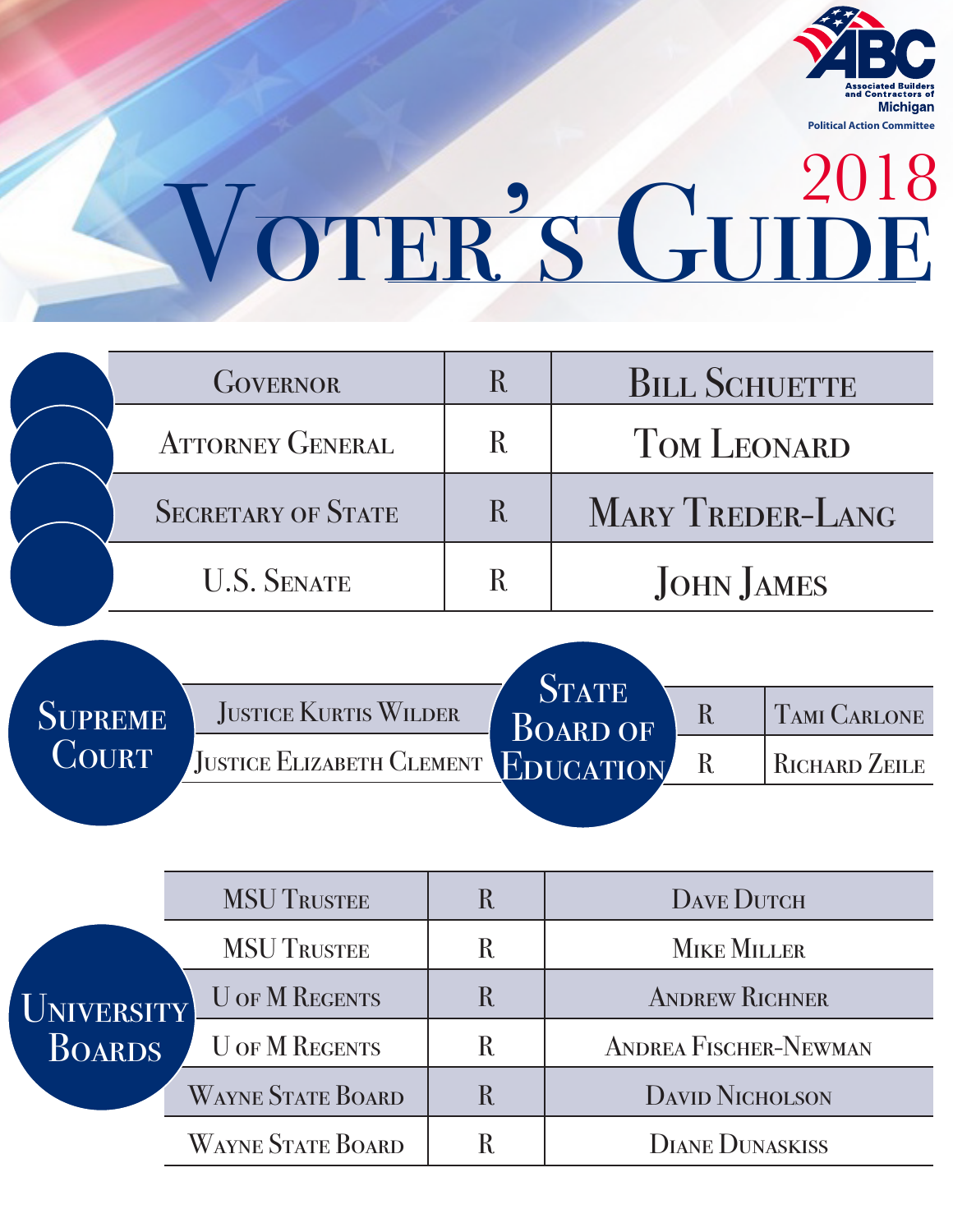Associated Builders and Contractors of Michigan

Political Action Committee

# 2018 Voter's Guide

| Office | Party | Candidate |
|---|---|---|
| Governor | R | Bill Schuette |
| Attorney General | R | Tom Leonard |
| Secretary of State | R | Mary Treder-Lang |
| U.S. Senate | R | John James |

## Supreme Court

- Justice Kurtis Wilder
- Justice Elizabeth Clement

## State Board of Education

| Party | Candidate |
|---|---|
| R | Tami Carlone |
| R | Richard Zeile |

## University Boards

| Office | Party | Candidate |
|---|---|---|
| MSU Trustee | R | Dave Dutch |
| MSU Trustee | R | Mike Miller |
| U of M Regents | R | Andrew Richner |
| U of M Regents | R | Andrea Fischer-Newman |
| Wayne State Board | R | David Nicholson |
| Wayne State Board | R | Diane Dunaskiss |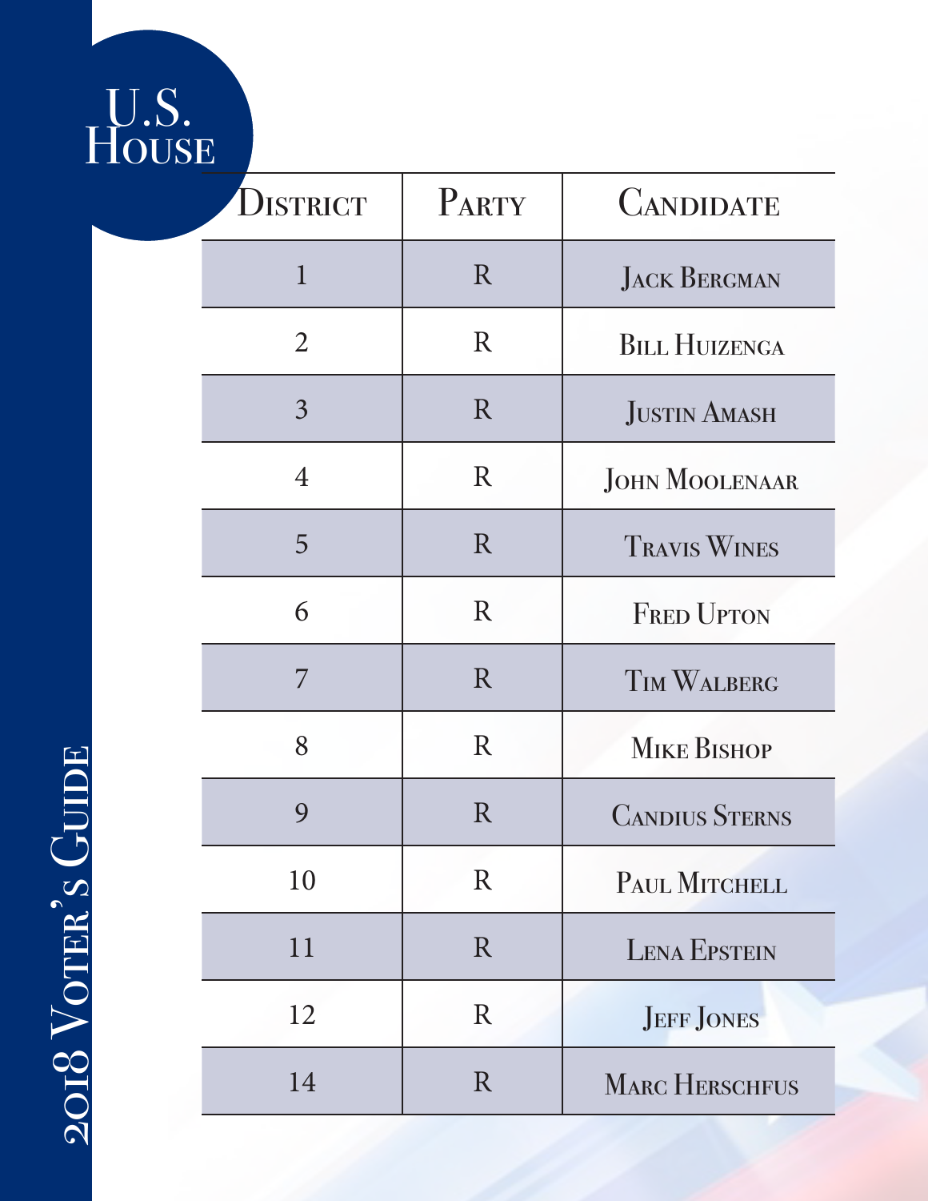# U.S. House

| District | Party | Candidate |
|---|---|---|
| 1 | R | Jack Bergman |
| 2 | R | Bill Huizenga |
| 3 | R | Justin Amash |
| 4 | R | John Moolenaar |
| 5 | R | Travis Wines |
| 6 | R | Fred Upton |
| 7 | R | Tim Walberg |
| 8 | R | Mike Bishop |
| 9 | R | Candius Sterns |
| 10 | R | Paul Mitchell |
| 11 | R | Lena Epstein |
| 12 | R | Jeff Jones |
| 14 | R | Marc Herschfus |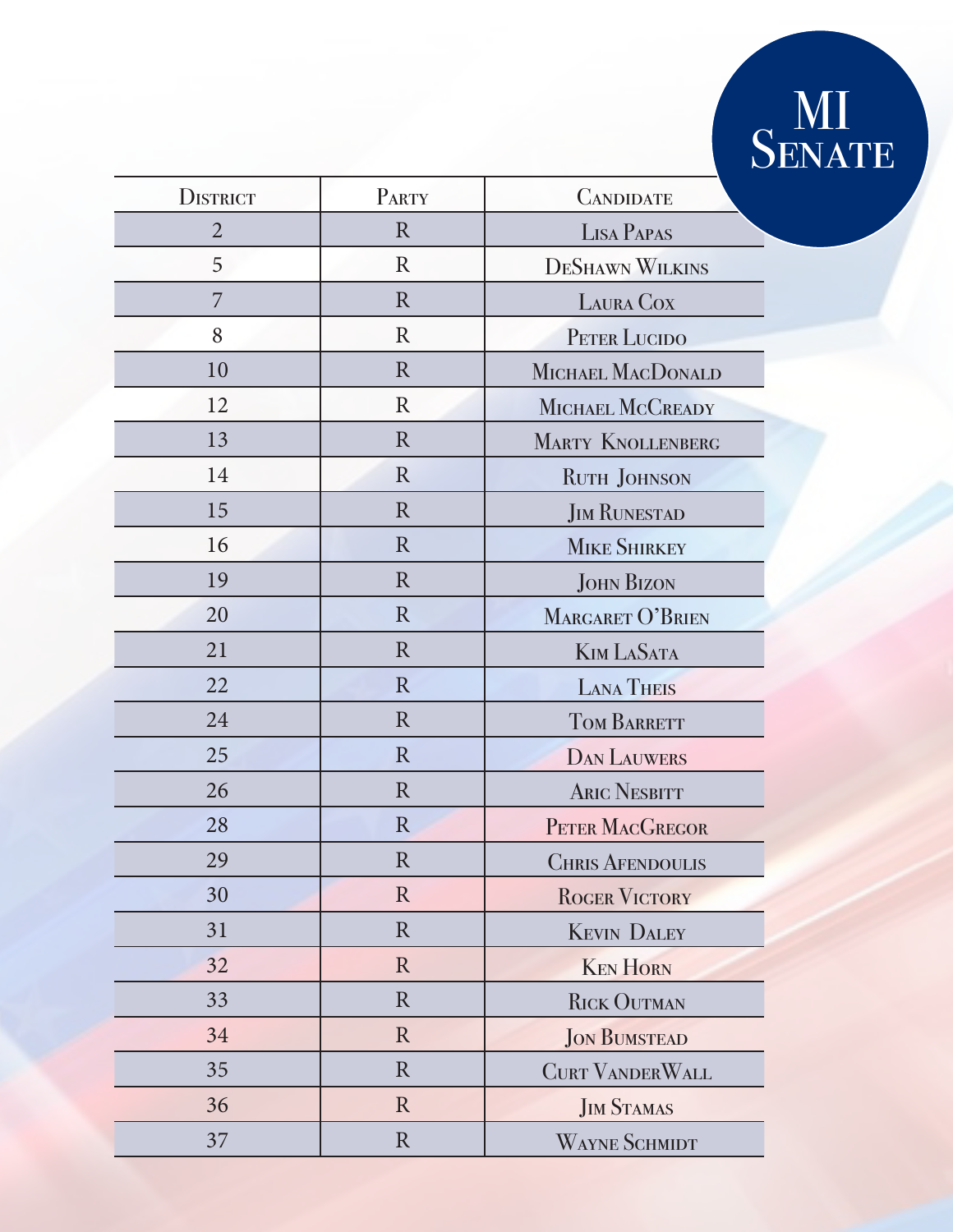# MI Senate

| District | Party | Candidate |
|---|---|---|
| 2 | R | Lisa Papas |
| 5 | R | DeShawn Wilkins |
| 7 | R | Laura Cox |
| 8 | R | Peter Lucido |
| 10 | R | Michael MacDonald |
| 12 | R | Michael McCready |
| 13 | R | Marty Knollenberg |
| 14 | R | Ruth Johnson |
| 15 | R | Jim Runestad |
| 16 | R | Mike Shirkey |
| 19 | R | John Bizon |
| 20 | R | Margaret O'Brien |
| 21 | R | Kim LaSata |
| 22 | R | Lana Theis |
| 24 | R | Tom Barrett |
| 25 | R | Dan Lauwers |
| 26 | R | Aric Nesbitt |
| 28 | R | Peter MacGregor |
| 29 | R | Chris Afendoulis |
| 30 | R | Roger Victory |
| 31 | R | Kevin Daley |
| 32 | R | Ken Horn |
| 33 | R | Rick Outman |
| 34 | R | Jon Bumstead |
| 35 | R | Curt VanderWall |
| 36 | R | Jim Stamas |
| 37 | R | Wayne Schmidt |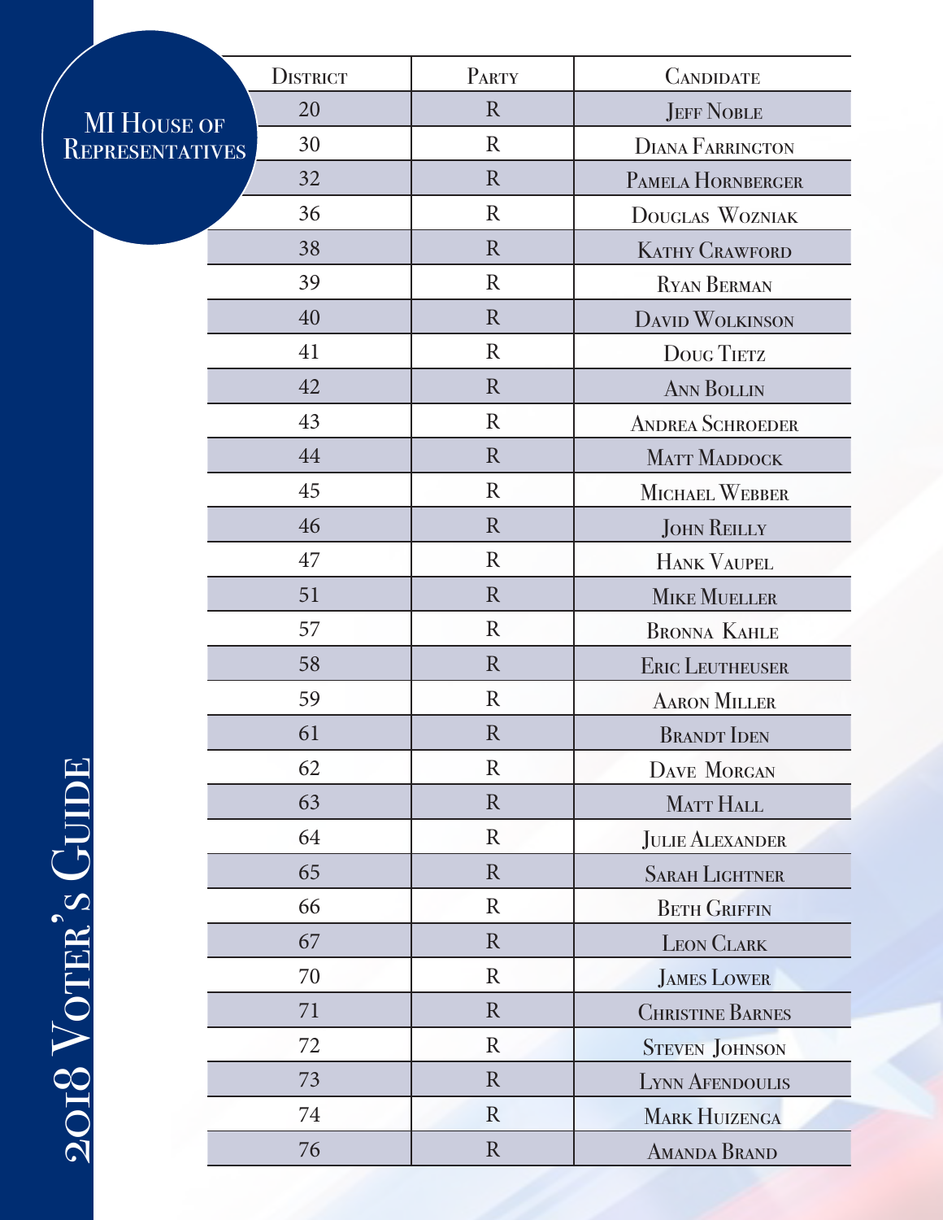## MI House of Representatives

| District | Party | Candidate |
|---|---|---|
| 20 | R | Jeff Noble |
| 30 | R | Diana Farrington |
| 32 | R | Pamela Hornberger |
| 36 | R | Douglas Wozniak |
| 38 | R | Kathy Crawford |
| 39 | R | Ryan Berman |
| 40 | R | David Wolkinson |
| 41 | R | Doug Tietz |
| 42 | R | Ann Bollin |
| 43 | R | Andrea Schroeder |
| 44 | R | Matt Maddock |
| 45 | R | Michael Webber |
| 46 | R | John Reilly |
| 47 | R | Hank Vaupel |
| 51 | R | Mike Mueller |
| 57 | R | Bronna Kahle |
| 58 | R | Eric Leutheuser |
| 59 | R | Aaron Miller |
| 61 | R | Brandt Iden |
| 62 | R | Dave Morgan |
| 63 | R | Matt Hall |
| 64 | R | Julie Alexander |
| 65 | R | Sarah Lightner |
| 66 | R | Beth Griffin |
| 67 | R | Leon Clark |
| 70 | R | James Lower |
| 71 | R | Christine Barnes |
| 72 | R | Steven Johnson |
| 73 | R | Lynn Afendoulis |
| 74 | R | Mark Huizenga |
| 76 | R | Amanda Brand |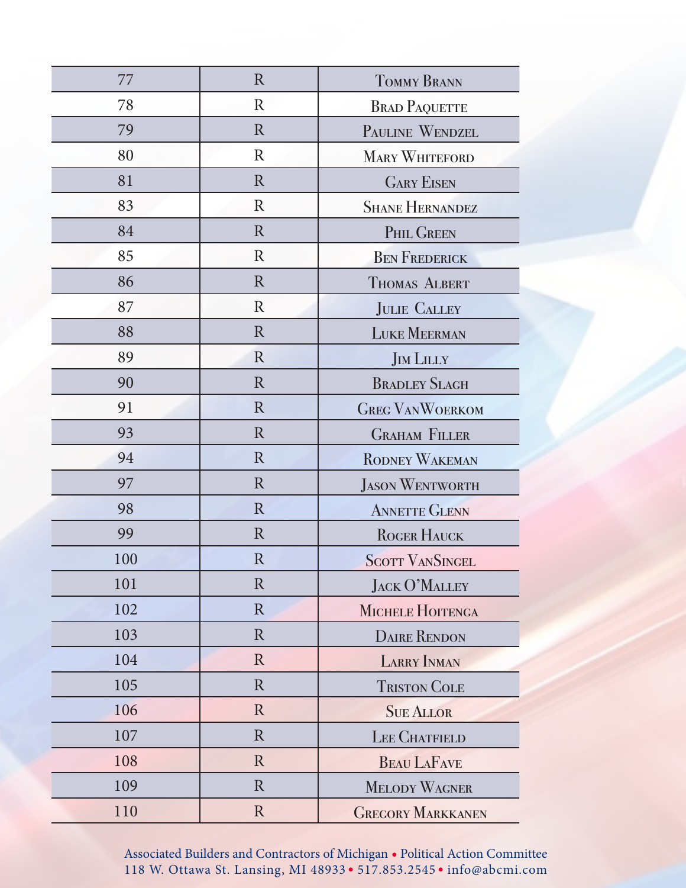| | | |
|---|---|---|
| 77 | R | Tommy Brann |
| 78 | R | Brad Paquette |
| 79 | R | Pauline Wendzel |
| 80 | R | Mary Whiteford |
| 81 | R | Gary Eisen |
| 83 | R | Shane Hernandez |
| 84 | R | Phil Green |
| 85 | R | Ben Frederick |
| 86 | R | Thomas Albert |
| 87 | R | Julie Calley |
| 88 | R | Luke Meerman |
| 89 | R | Jim Lilly |
| 90 | R | Bradley Slagh |
| 91 | R | Greg VanWoerkom |
| 93 | R | Graham Filler |
| 94 | R | Rodney Wakeman |
| 97 | R | Jason Wentworth |
| 98 | R | Annette Glenn |
| 99 | R | Roger Hauck |
| 100 | R | Scott VanSingel |
| 101 | R | Jack O'Malley |
| 102 | R | Michele Hoitenga |
| 103 | R | Daire Rendon |
| 104 | R | Larry Inman |
| 105 | R | Triston Cole |
| 106 | R | Sue Allor |
| 107 | R | Lee Chatfield |
| 108 | R | Beau LaFave |
| 109 | R | Melody Wagner |
| 110 | R | Gregory Markkanen |

Associated Builders and Contractors of Michigan • Political Action Committee
118 W. Ottawa St. Lansing, MI 48933 • 517.853.2545 • info@abcmi.com